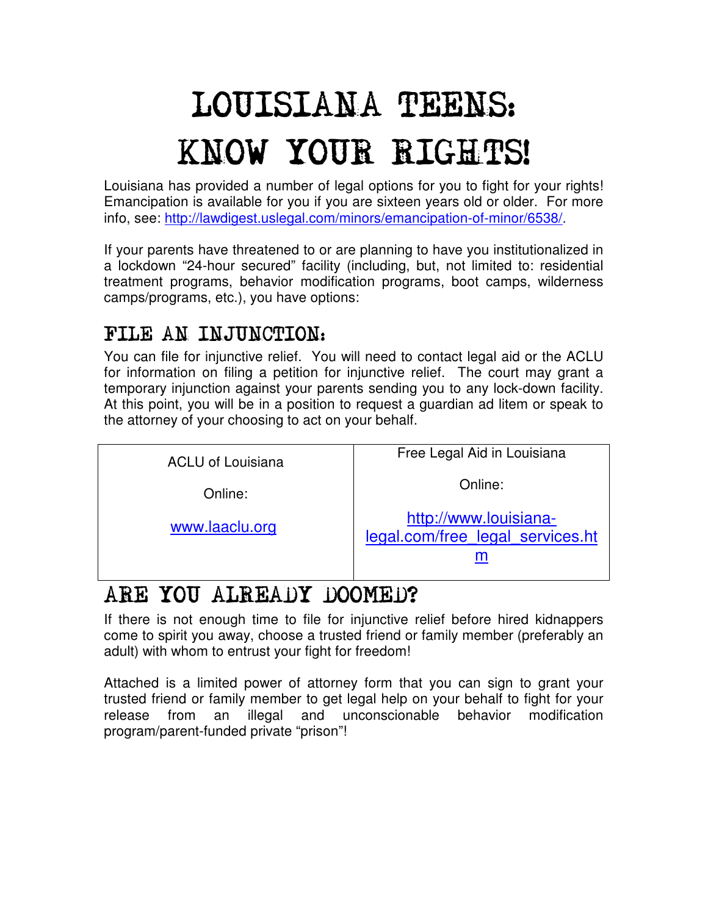# LOUISIANA TEENS: KNOW YOUR RIGHTS!

Louisiana has provided a number of legal options for you to fight for your rights! Emancipation is available for you if you are sixteen years old or older. For more info, see: http://lawdigest.uslegal.com/minors/emancipation-of-minor/6538/.

If your parents have threatened to or are planning to have you institutionalized in a lockdown "24-hour secured" facility (including, but, not limited to: residential treatment programs, behavior modification programs, boot camps, wilderness camps/programs, etc.), you have options:

## FILE AN INJUNCTION:

You can file for injunctive relief. You will need to contact legal aid or the ACLU for information on filing a petition for injunctive relief. The court may grant a temporary injunction against your parents sending you to any lock-down facility. At this point, you will be in a position to request a guardian ad litem or speak to the attorney of your choosing to act on your behalf.

| ACLU of Louisiana | Free Legal Aid in Louisiana |
|---|---|
| Online: | Online: |
| www.laaclu.org | http://www.louisiana-legal.com/free_legal_services.htm |

## ARE YOU ALREADY DOOMED?

If there is not enough time to file for injunctive relief before hired kidnappers come to spirit you away, choose a trusted friend or family member (preferably an adult) with whom to entrust your fight for freedom!

Attached is a limited power of attorney form that you can sign to grant your trusted friend or family member to get legal help on your behalf to fight for your release from an illegal and unconscionable behavior modification program/parent-funded private "prison"!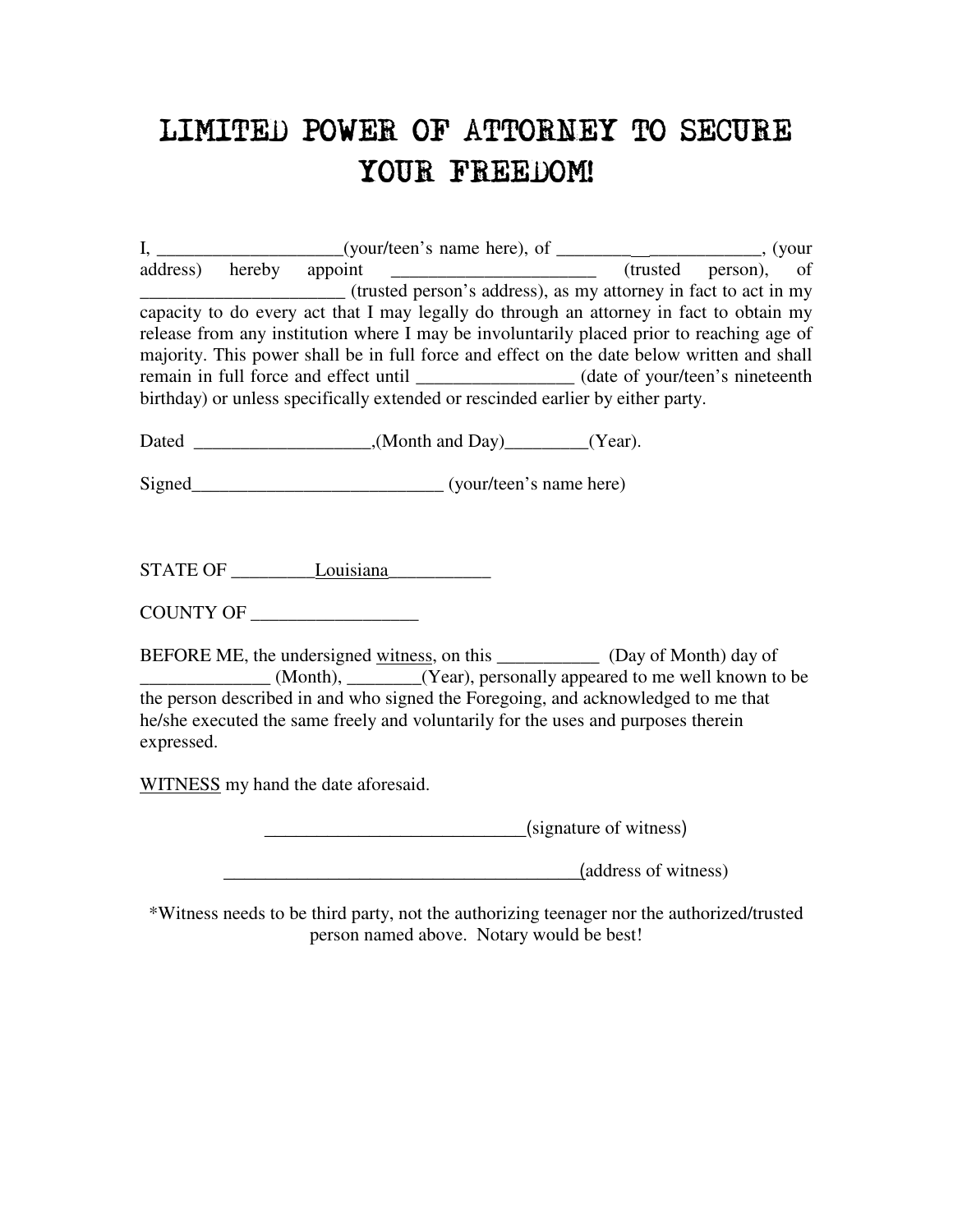# LIMITED POWER OF ATTORNEY TO SECURE YOUR FREEDOM!

I, ___________________(your/teen's name here), of ______________________, (your address) hereby appoint _____________________ (trusted person), of _____________________ (trusted person's address), as my attorney in fact to act in my capacity to do every act that I may legally do through an attorney in fact to obtain my release from any institution where I may be involuntarily placed prior to reaching age of majority. This power shall be in full force and effect on the date below written and shall remain in full force and effect until ________________ (date of your/teen's nineteenth birthday) or unless specifically extended or rescinded earlier by either party.

Dated __________________,(Month and Day)________(Year).

Signed__________________________ (your/teen's name here)

STATE OF _________Louisiana___________

COUNTY OF _________________

BEFORE ME, the undersigned witness, on this ___________ (Day of Month) day of _____________ (Month), ________(Year), personally appeared to me well known to be the person described in and who signed the Foregoing, and acknowledged to me that he/she executed the same freely and voluntarily for the uses and purposes therein expressed.

WITNESS my hand the date aforesaid.

___________________________(signature of witness)

______________________________________(address of witness)

*Witness needs to be third party, not the authorizing teenager nor the authorized/trusted person named above. Notary would be best!